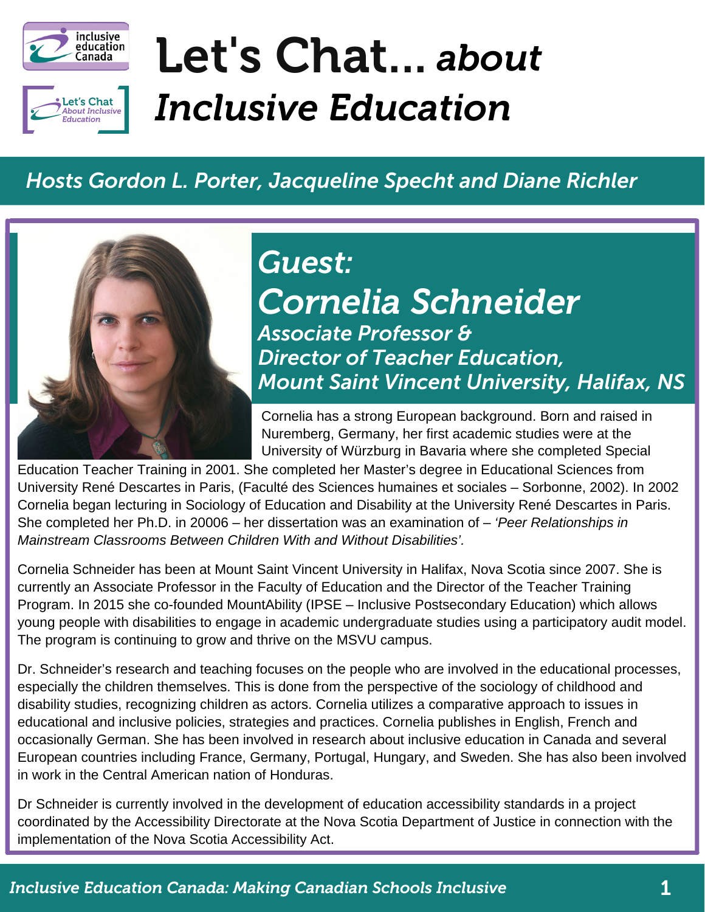# Let's Chat... *about Inclusive Education*

*Hosts Gordon L. Porter, Jacqueline Specht and Diane Richler*

## *Guest: Cornelia Schneider*

*Associate Professor & Director of Teacher Education, Mount Saint Vincent University, Halifax, NS*

Cornelia has a strong European background. Born and raised in Nuremberg, Germany, her first academic studies were at the University of Würzburg in Bavaria where she completed Special Education Teacher Training in 2001. She completed her Master's degree in Educational Sciences from University René Descartes in Paris, (Faculté des Sciences humaines et sociales – Sorbonne, 2002). In 2002 Cornelia began lecturing in Sociology of Education and Disability at the University René Descartes in Paris. She completed her Ph.D. in 20006 – her dissertation was an examination of – *'Peer Relationships in Mainstream Classrooms Between Children With and Without Disabilities'.*

Cornelia Schneider has been at Mount Saint Vincent University in Halifax, Nova Scotia since 2007. She is currently an Associate Professor in the Faculty of Education and the Director of the Teacher Training Program. In 2015 she co-founded MountAbility (IPSE – Inclusive Postsecondary Education) which allows young people with disabilities to engage in academic undergraduate studies using a participatory audit model. The program is continuing to grow and thrive on the MSVU campus.

Dr. Schneider's research and teaching focuses on the people who are involved in the educational processes, especially the children themselves. This is done from the perspective of the sociology of childhood and disability studies, recognizing children as actors. Cornelia utilizes a comparative approach to issues in educational and inclusive policies, strategies and practices. Cornelia publishes in English, French and occasionally German. She has been involved in research about inclusive education in Canada and several European countries including France, Germany, Portugal, Hungary, and Sweden. She has also been involved in work in the Central American nation of Honduras.

Dr Schneider is currently involved in the development of education accessibility standards in a project coordinated by the Accessibility Directorate at the Nova Scotia Department of Justice in connection with the implementation of the Nova Scotia Accessibility Act.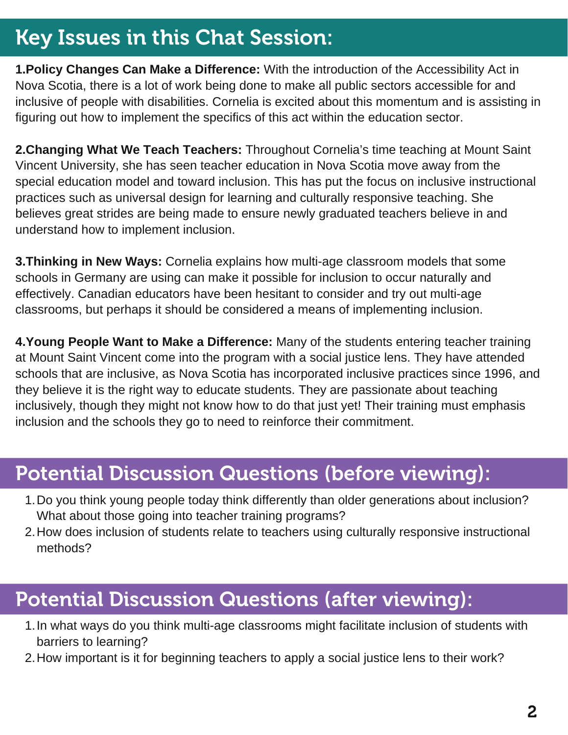## Key Issues in this Chat Session:

**1.Policy Changes Can Make a Difference:** With the introduction of the Accessibility Act in Nova Scotia, there is a lot of work being done to make all public sectors accessible for and inclusive of people with disabilities. Cornelia is excited about this momentum and is assisting in figuring out how to implement the specifics of this act within the education sector.

**2.Changing What We Teach Teachers:** Throughout Cornelia's time teaching at Mount Saint Vincent University, she has seen teacher education in Nova Scotia move away from the special education model and toward inclusion. This has put the focus on inclusive instructional practices such as universal design for learning and culturally responsive teaching. She believes great strides are being made to ensure newly graduated teachers believe in and understand how to implement inclusion.

**3.Thinking in New Ways:** Cornelia explains how multi-age classroom models that some schools in Germany are using can make it possible for inclusion to occur naturally and effectively. Canadian educators have been hesitant to consider and try out multi-age classrooms, but perhaps it should be considered a means of implementing inclusion.

**4.Young People Want to Make a Difference:** Many of the students entering teacher training at Mount Saint Vincent come into the program with a social justice lens. They have attended schools that are inclusive, as Nova Scotia has incorporated inclusive practices since 1996, and they believe it is the right way to educate students. They are passionate about teaching inclusively, though they might not know how to do that just yet! Their training must emphasis inclusion and the schools they go to need to reinforce their commitment.

## Potential Discussion Questions (before viewing):

1. Do you think young people today think differently than older generations about inclusion? What about those going into teacher training programs?
2. How does inclusion of students relate to teachers using culturally responsive instructional methods?

## Potential Discussion Questions (after viewing):

1. In what ways do you think multi-age classrooms might facilitate inclusion of students with barriers to learning?
2. How important is it for beginning teachers to apply a social justice lens to their work?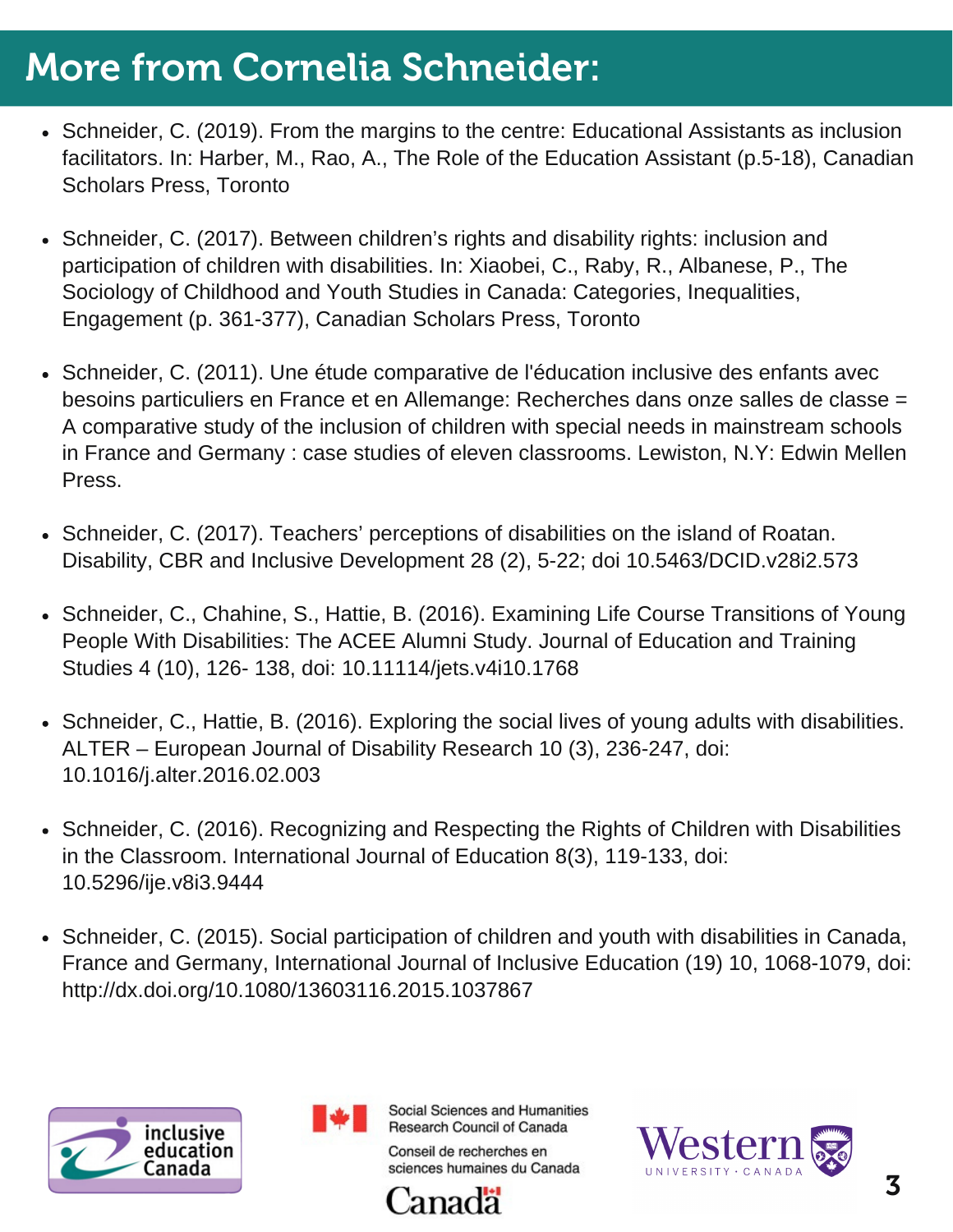# More from Cornelia Schneider:

- Schneider, C. (2019). From the margins to the centre: Educational Assistants as inclusion facilitators. In: Harber, M., Rao, A., The Role of the Education Assistant (p.5-18), Canadian Scholars Press, Toronto
- Schneider, C. (2017). Between children's rights and disability rights: inclusion and participation of children with disabilities. In: Xiaobei, C., Raby, R., Albanese, P., The Sociology of Childhood and Youth Studies in Canada: Categories, Inequalities, Engagement (p. 361-377), Canadian Scholars Press, Toronto
- Schneider, C. (2011). Une étude comparative de l'éducation inclusive des enfants avec besoins particuliers en France et en Allemange: Recherches dans onze salles de classe = A comparative study of the inclusion of children with special needs in mainstream schools in France and Germany : case studies of eleven classrooms. Lewiston, N.Y: Edwin Mellen Press.
- Schneider, C. (2017). Teachers' perceptions of disabilities on the island of Roatan. Disability, CBR and Inclusive Development 28 (2), 5-22; doi 10.5463/DCID.v28i2.573
- Schneider, C., Chahine, S., Hattie, B. (2016). Examining Life Course Transitions of Young People With Disabilities: The ACEE Alumni Study. Journal of Education and Training Studies 4 (10), 126- 138, doi: 10.11114/jets.v4i10.1768
- Schneider, C., Hattie, B. (2016). Exploring the social lives of young adults with disabilities. ALTER – European Journal of Disability Research 10 (3), 236-247, doi: 10.1016/j.alter.2016.02.003
- Schneider, C. (2016). Recognizing and Respecting the Rights of Children with Disabilities in the Classroom. International Journal of Education 8(3), 119-133, doi: 10.5296/ije.v8i3.9444
- Schneider, C. (2015). Social participation of children and youth with disabilities in Canada, France and Germany, International Journal of Inclusive Education (19) 10, 1068-1079, doi: http://dx.doi.org/10.1080/13603116.2015.1037867

inclusive education Canada

Social Sciences and Humanities Research Council of Canada

Conseil de recherches en sciences humaines du Canada

Canada

Western UNIVERSITY · CANADA